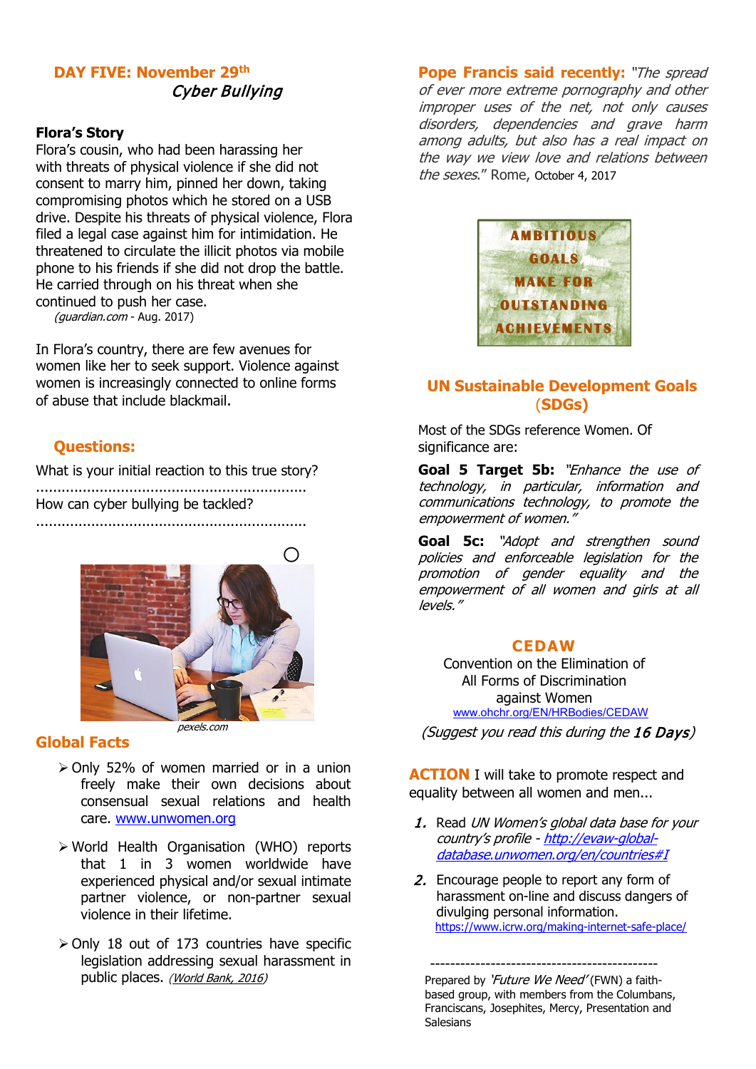## DAY FIVE: November 29th

### *Cyber Bullying*

**Flora's Story**

Flora's cousin, who had been harassing her with threats of physical violence if she did not consent to marry him, pinned her down, taking compromising photos which he stored on a USB drive. Despite his threats of physical violence, Flora filed a legal case against him for intimidation. He threatened to circulate the illicit photos via mobile phone to his friends if she did not drop the battle. He carried through on his threat when she continued to push her case.

*(guardian.com* - Aug. 2017)

In Flora's country, there are few avenues for women like her to seek support. Violence against women is increasingly connected to online forms of abuse that include blackmail.

### Questions:

What is your initial reaction to this true story?

...............................................................

How can cyber bullying be tackled?

...............................................................

*pexels.com*

### Global Facts

- Only 52% of women married or in a union freely make their own decisions about consensual sexual relations and health care. www.unwomen.org
- World Health Organisation (WHO) reports that 1 in 3 women worldwide have experienced physical and/or sexual intimate partner violence, or non-partner sexual violence in their lifetime.
- Only 18 out of 173 countries have specific legislation addressing sexual harassment in public places. *(World Bank, 2016)*

**Pope Francis said recently:** *"The spread of ever more extreme pornography and other improper uses of the net, not only causes disorders, dependencies and grave harm among adults, but also has a real impact on the way we view love and relations between the sexes."* Rome, October 4, 2017

AMBITIOUS GOALS MAKE FOR OUTSTANDING ACHIEVEMENTS

### UN Sustainable Development Goals (SDGs)

Most of the SDGs reference Women. Of significance are:

**Goal 5 Target 5b:** *"Enhance the use of technology, in particular, information and communications technology, to promote the empowerment of women."*

**Goal 5c:** *"Adopt and strengthen sound policies and enforceable legislation for the promotion of gender equality and the empowerment of all women and girls at all levels."*

### CEDAW

Convention on the Elimination of All Forms of Discrimination against Women

www.ohchr.org/EN/HRBodies/CEDAW

*(Suggest you read this during the **16 Days**)*

**ACTION** I will take to promote respect and equality between all women and men...

1. Read *UN Women's global data base for your country's profile - http://evaw-global-database.unwomen.org/en/countries#I*
2. Encourage people to report any form of harassment on-line and discuss dangers of divulging personal information. https://www.icrw.org/making-internet-safe-place/

---

Prepared by *'Future We Need'* (FWN) a faith-based group, with members from the Columbans, Franciscans, Josephites, Mercy, Presentation and Salesians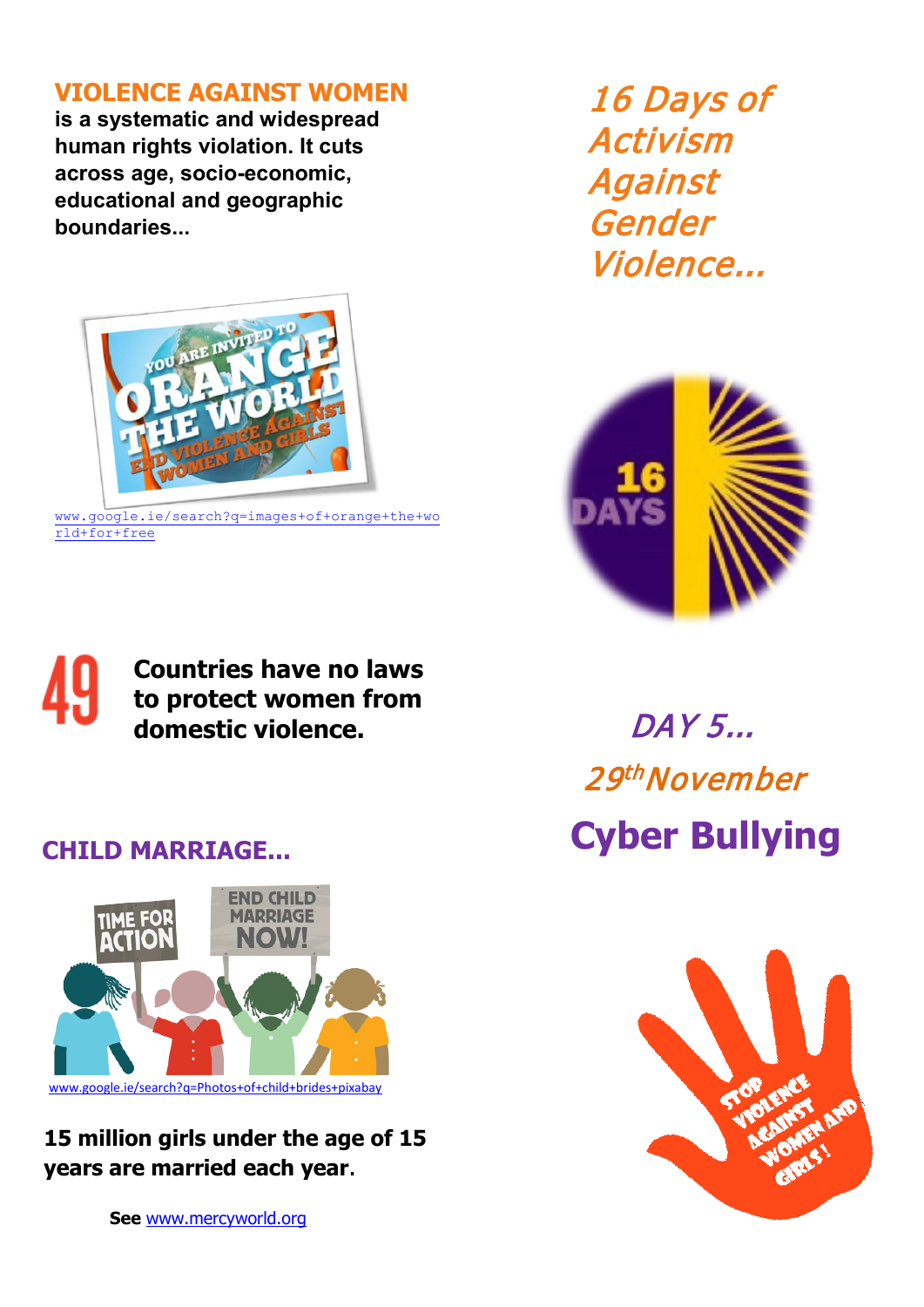**VIOLENCE AGAINST WOMEN** is a systematic and widespread human rights violation. It cuts across age, socio-economic, educational and geographic boundaries...

www.google.ie/search?q=images+of+orange+the+world+for+free

**49** **Countries have no laws to protect women from domestic violence.**

## CHILD MARRIAGE...

www.google.ie/search?q=Photos+of+child+brides+pixabay

**15 million girls under the age of 15 years are married each year.**

**See** www.mercyworld.org

*16 Days of Activism Against Gender Violence...*

*DAY 5...*

*29th November*

## Cyber Bullying